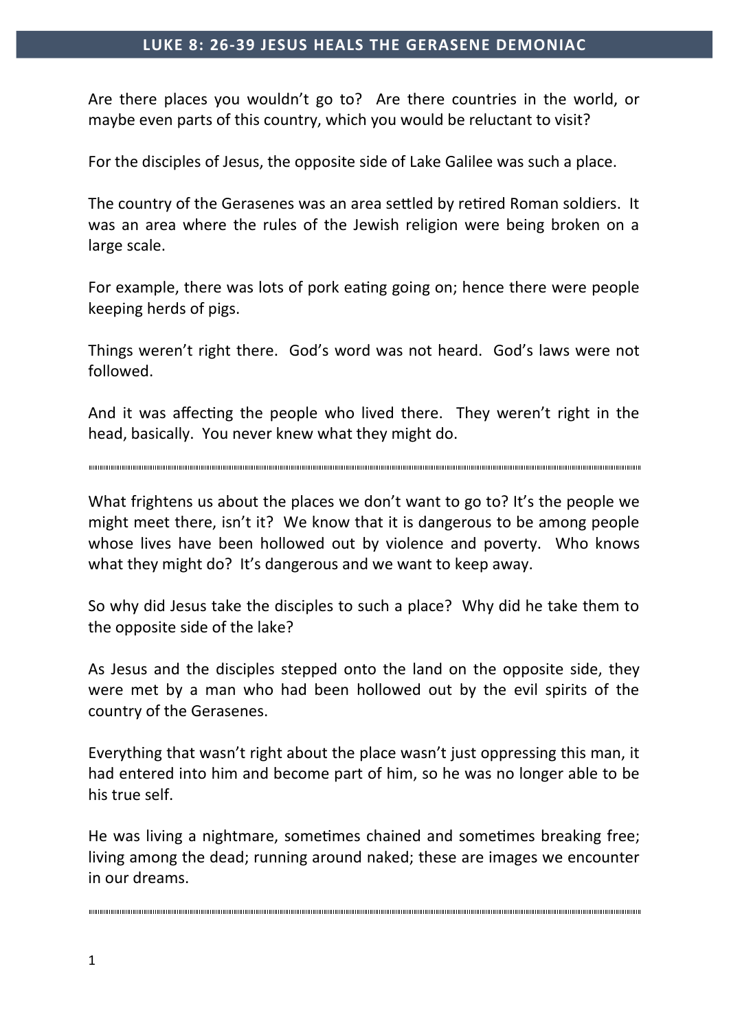# LUKE 8: 26-39 JESUS HEALS THE GERASENE DEMONIAC

Are there places you wouldn't go to? Are there countries in the world, or maybe even parts of this country, which you would be reluctant to visit?

For the disciples of Jesus, the opposite side of Lake Galilee was such a place.

The country of the Gerasenes was an area settled by retired Roman soldiers. It was an area where the rules of the Jewish religion were being broken on a large scale.

For example, there was lots of pork eating going on; hence there were people keeping herds of pigs.

Things weren't right there. God's word was not heard. God's laws were not followed.

And it was affecting the people who lived there. They weren't right in the head, basically. You never knew what they might do.

---

What frightens us about the places we don't want to go to? It's the people we might meet there, isn't it? We know that it is dangerous to be among people whose lives have been hollowed out by violence and poverty. Who knows what they might do? It's dangerous and we want to keep away.

So why did Jesus take the disciples to such a place? Why did he take them to the opposite side of the lake?

As Jesus and the disciples stepped onto the land on the opposite side, they were met by a man who had been hollowed out by the evil spirits of the country of the Gerasenes.

Everything that wasn't right about the place wasn't just oppressing this man, it had entered into him and become part of him, so he was no longer able to be his true self.

He was living a nightmare, sometimes chained and sometimes breaking free; living among the dead; running around naked; these are images we encounter in our dreams.

---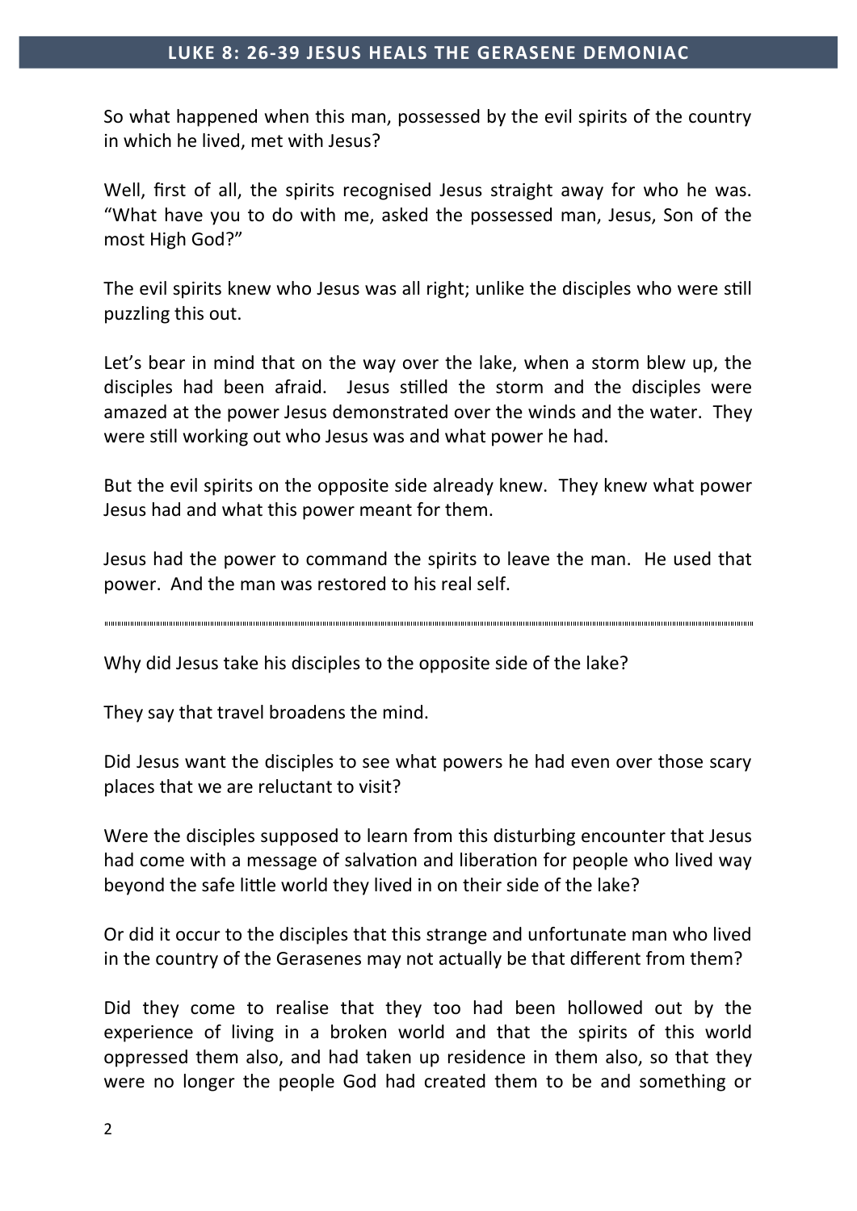So what happened when this man, possessed by the evil spirits of the country in which he lived, met with Jesus?

Well, first of all, the spirits recognised Jesus straight away for who he was. "What have you to do with me, asked the possessed man, Jesus, Son of the most High God?"

The evil spirits knew who Jesus was all right; unlike the disciples who were still puzzling this out.

Let's bear in mind that on the way over the lake, when a storm blew up, the disciples had been afraid. Jesus stilled the storm and the disciples were amazed at the power Jesus demonstrated over the winds and the water. They were still working out who Jesus was and what power he had.

But the evil spirits on the opposite side already knew. They knew what power Jesus had and what this power meant for them.

Jesus had the power to command the spirits to leave the man. He used that power. And the man was restored to his real self.

---

Why did Jesus take his disciples to the opposite side of the lake?

They say that travel broadens the mind.

Did Jesus want the disciples to see what powers he had even over those scary places that we are reluctant to visit?

Were the disciples supposed to learn from this disturbing encounter that Jesus had come with a message of salvation and liberation for people who lived way beyond the safe little world they lived in on their side of the lake?

Or did it occur to the disciples that this strange and unfortunate man who lived in the country of the Gerasenes may not actually be that different from them?

Did they come to realise that they too had been hollowed out by the experience of living in a broken world and that the spirits of this world oppressed them also, and had taken up residence in them also, so that they were no longer the people God had created them to be and something or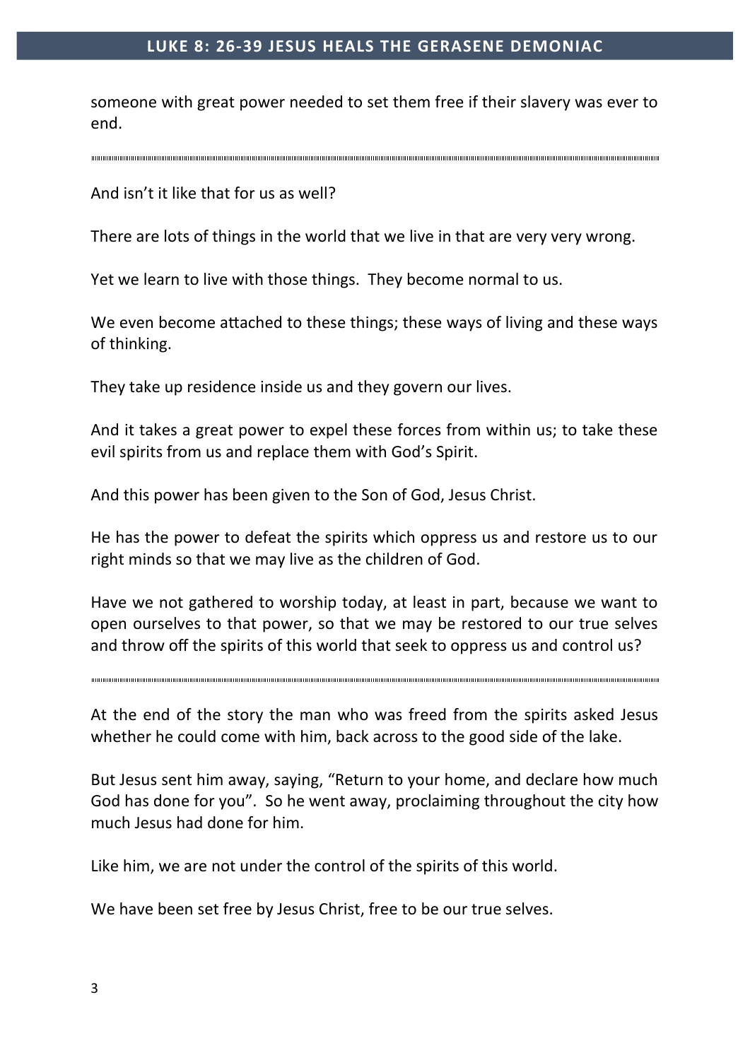someone with great power needed to set them free if their slavery was ever to end.

---

And isn't it like that for us as well?

There are lots of things in the world that we live in that are very very wrong.

Yet we learn to live with those things. They become normal to us.

We even become attached to these things; these ways of living and these ways of thinking.

They take up residence inside us and they govern our lives.

And it takes a great power to expel these forces from within us; to take these evil spirits from us and replace them with God's Spirit.

And this power has been given to the Son of God, Jesus Christ.

He has the power to defeat the spirits which oppress us and restore us to our right minds so that we may live as the children of God.

Have we not gathered to worship today, at least in part, because we want to open ourselves to that power, so that we may be restored to our true selves and throw off the spirits of this world that seek to oppress us and control us?

---

At the end of the story the man who was freed from the spirits asked Jesus whether he could come with him, back across to the good side of the lake.

But Jesus sent him away, saying, "Return to your home, and declare how much God has done for you". So he went away, proclaiming throughout the city how much Jesus had done for him.

Like him, we are not under the control of the spirits of this world.

We have been set free by Jesus Christ, free to be our true selves.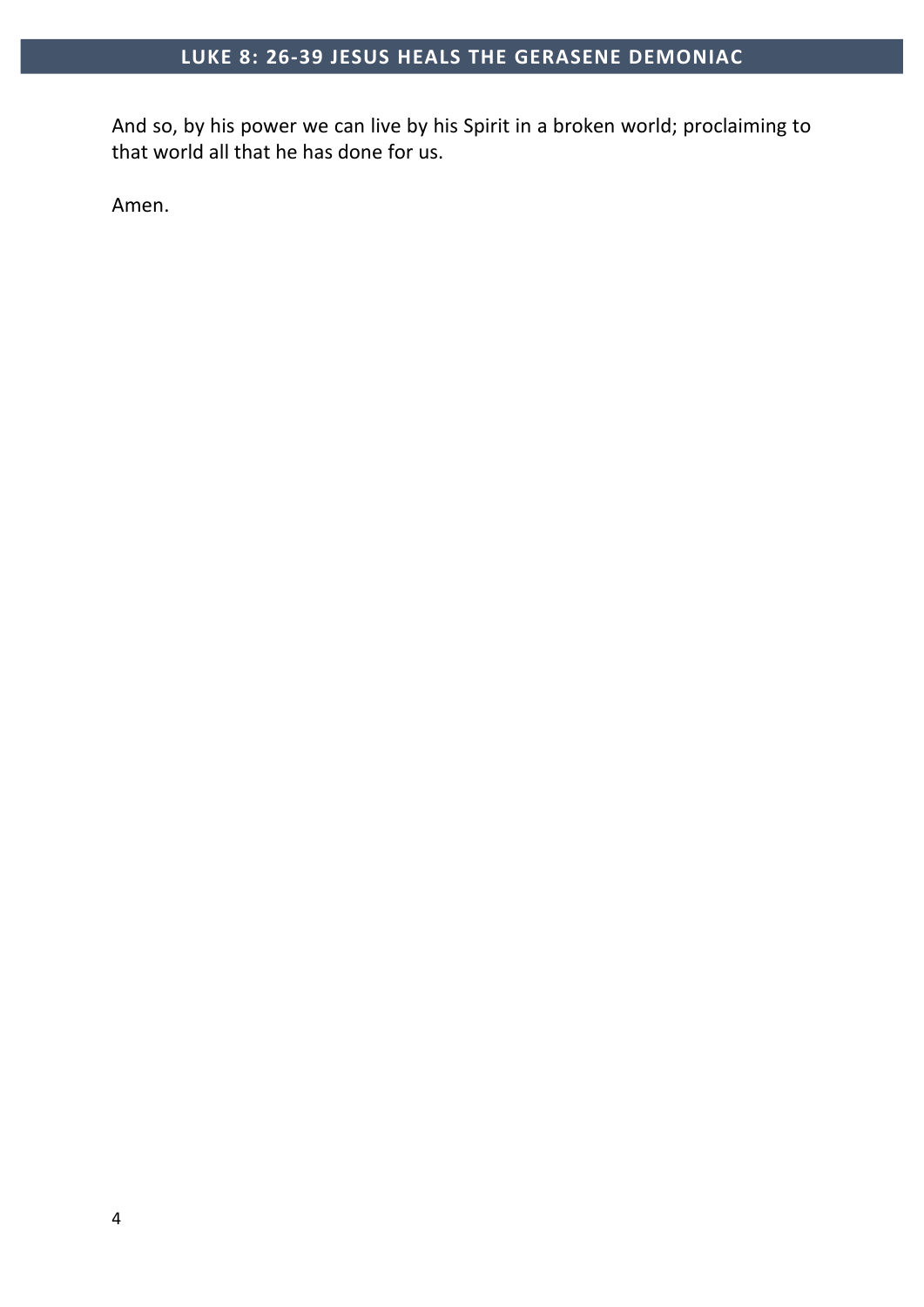And so, by his power we can live by his Spirit in a broken world; proclaiming to that world all that he has done for us.

Amen.